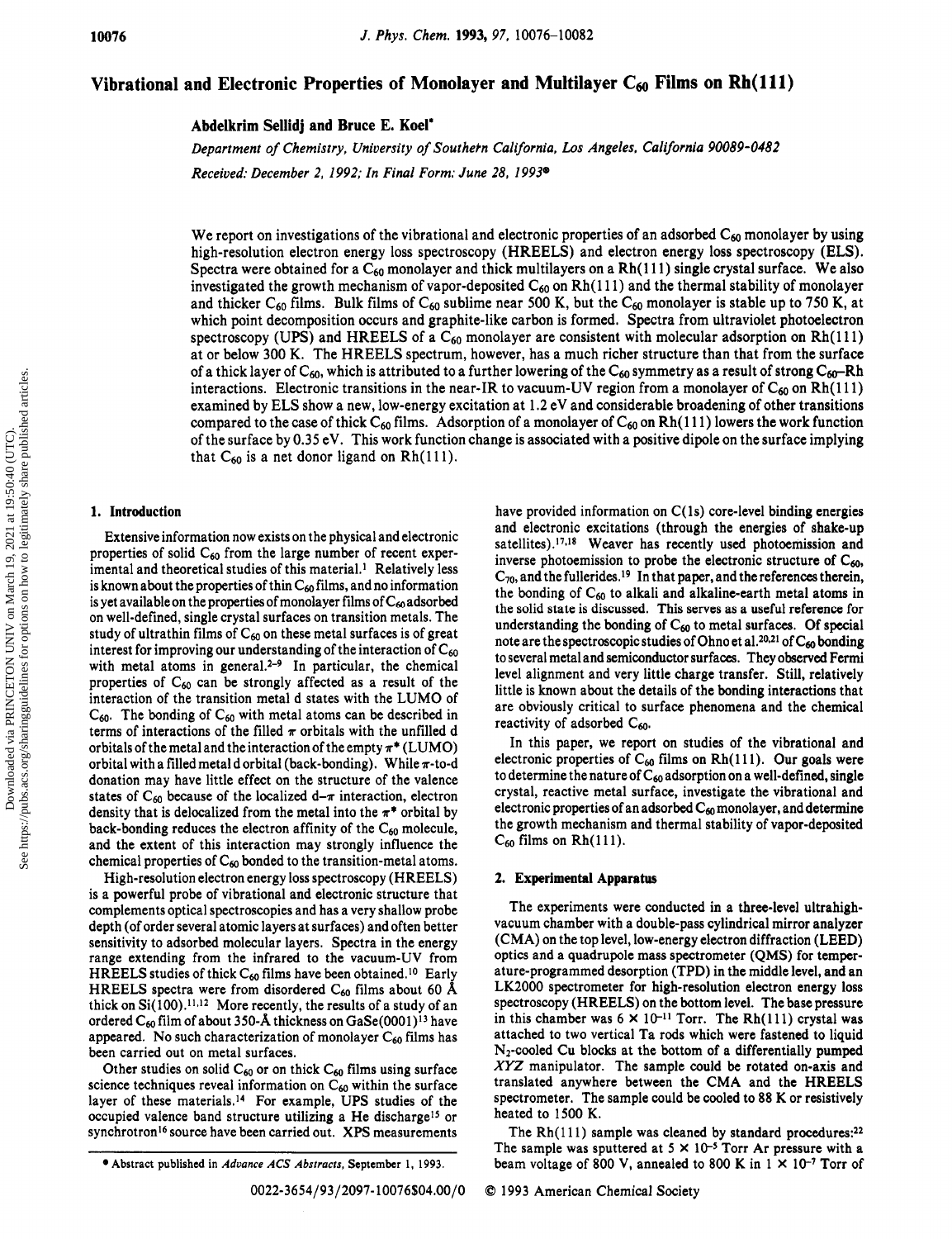# Vibrational and Electronic Properties of Monolayer and Multilayer $C_{60}$ Films on Rh(111)

**Abdelkrim Sellidj and Bruce E. Koel***

*Department of Chemistry, University of Southern California, Los Angeles, California 90089-0482*

*Received: December 2, 1992; In Final Form: June 28, 1993®*

We report on investigations of the vibrational and electronic properties of an adsorbed $C_{60}$ monolayer by using high-resolution electron energy loss spectroscopy (HREELS) and electron energy loss spectroscopy (ELS). Spectra were obtained for a $C_{60}$ monolayer and thick multilayers on a Rh(111) single crystal surface. We also investigated the growth mechanism of vapor-deposited $C_{60}$ on Rh(111) and the thermal stability of monolayer and thicker $C_{60}$ films. Bulk films of $C_{60}$ sublime near 500 K, but the $C_{60}$ monolayer is stable up to 750 K, at which point decomposition occurs and graphite-like carbon is formed. Spectra from ultraviolet photoelectron spectroscopy (UPS) and HREELS of a $C_{60}$ monolayer are consistent with molecular adsorption on Rh(111) at or below 300 K. The HREELS spectrum, however, has a much richer structure than that from the surface of a thick layer of $C_{60}$, which is attributed to a further lowering of the $C_{60}$ symmetry as a result of strong $C_{60}$–Rh interactions. Electronic transitions in the near-IR to vacuum-UV region from a monolayer of $C_{60}$ on Rh(111) examined by ELS show a new, low-energy excitation at 1.2 eV and considerable broadening of other transitions compared to the case of thick $C_{60}$ films. Adsorption of a monolayer of $C_{60}$ on Rh(111) lowers the work function of the surface by 0.35 eV. This work function change is associated with a positive dipole on the surface implying that $C_{60}$ is a net donor ligand on Rh(111).

## 1. Introduction

Extensive information now exists on the physical and electronic properties of solid $C_{60}$ from the large number of recent experimental and theoretical studies of this material.[1] Relatively less is known about the properties of thin $C_{60}$ films, and no information is yet available on the properties of monolayer films of $C_{60}$ adsorbed on well-defined, single crystal surfaces on transition metals. The study of ultrathin films of $C_{60}$ on these metal surfaces is of great interest for improving our understanding of the interaction of $C_{60}$ with metal atoms in general.[2-9] In particular, the chemical properties of $C_{60}$ can be strongly affected as a result of the interaction of the transition metal d states with the LUMO of $C_{60}$. The bonding of $C_{60}$ with metal atoms can be described in terms of interactions of the filled π orbitals with the unfilled d orbitals of the metal and the interaction of the empty π* (LUMO) orbital with a filled metal d orbital (back-bonding). While π-to-d donation may have little effect on the structure of the valence states of $C_{60}$ because of the localized d–π interaction, electron density that is delocalized from the metal into the π* orbital by back-bonding reduces the electron affinity of the $C_{60}$ molecule, and the extent of this interaction may strongly influence the chemical properties of $C_{60}$ bonded to the transition-metal atoms.

High-resolution electron energy loss spectroscopy (HREELS) is a powerful probe of vibrational and electronic structure that complements optical spectroscopies and has a very shallow probe depth (of order several atomic layers at surfaces) and often better sensitivity to adsorbed molecular layers. Spectra in the energy range extending from the infrared to the vacuum-UV from HREELS studies of thick $C_{60}$ films have been obtained.[10] Early HREELS spectra were from disordered $C_{60}$ films about 60 Å thick on Si(100).[11,12] More recently, the results of a study of an ordered $C_{60}$ film of about 350-Å thickness on GaSe(0001)[13] have appeared. No such characterization of monolayer $C_{60}$ films has been carried out on metal surfaces.

Other studies on solid $C_{60}$ or on thick $C_{60}$ films using surface science techniques reveal information on $C_{60}$ within the surface layer of these materials.[14] For example, UPS studies of the occupied valence band structure utilizing a He discharge[15] or synchrotron[16] source have been carried out. XPS measurements have provided information on C(1s) core-level binding energies and electronic excitations (through the energies of shake-up satellites).[17,18] Weaver has recently used photoemission and inverse photoemission to probe the electronic structure of $C_{60}$, $C_{70}$, and the fullerides.[19] In that paper, and the references therein, the bonding of $C_{60}$ to alkali and alkaline-earth metal atoms in the solid state is discussed. This serves as a useful reference for understanding the bonding of $C_{60}$ to metal surfaces. Of special note are the spectroscopic studies of Ohno et al.[20,21] of $C_{60}$ bonding to several metal and semiconductor surfaces. They observed Fermi level alignment and very little charge transfer. Still, relatively little is known about the details of the bonding interactions that are obviously critical to surface phenomena and the chemical reactivity of adsorbed $C_{60}$.

In this paper, we report on studies of the vibrational and electronic properties of $C_{60}$ films on Rh(111). Our goals were to determine the nature of $C_{60}$ adsorption on a well-defined, single crystal, reactive metal surface, investigate the vibrational and electronic properties of an adsorbed $C_{60}$ monolayer, and determine the growth mechanism and thermal stability of vapor-deposited $C_{60}$ films on Rh(111).

## 2. Experimental Apparatus

The experiments were conducted in a three-level ultrahigh-vacuum chamber with a double-pass cylindrical mirror analyzer (CMA) on the top level, low-energy electron diffraction (LEED) optics and a quadrupole mass spectrometer (QMS) for temperature-programmed desorption (TPD) in the middle level, and an LK2000 spectrometer for high-resolution electron energy loss spectroscopy (HREELS) on the bottom level. The base pressure in this chamber was $6 \times 10^{-11}$ Torr. The Rh(111) crystal was attached to two vertical Ta rods which were fastened to liquid $N_2$-cooled Cu blocks at the bottom of a differentially pumped *XYZ* manipulator. The sample could be rotated on-axis and translated anywhere between the CMA and the HREELS spectrometer. The sample could be cooled to 88 K or resistively heated to 1500 K.

The Rh(111) sample was cleaned by standard procedures:[22] The sample was sputtered at $5 \times 10^{-5}$ Torr Ar pressure with a beam voltage of 800 V, annealed to 800 K in $1 \times 10^{-7}$ Torr of

® Abstract published in *Advance ACS Abstracts*, September 1, 1993.

0022-3654/93/2097-10076$04.00/0 © 1993 American Chemical Society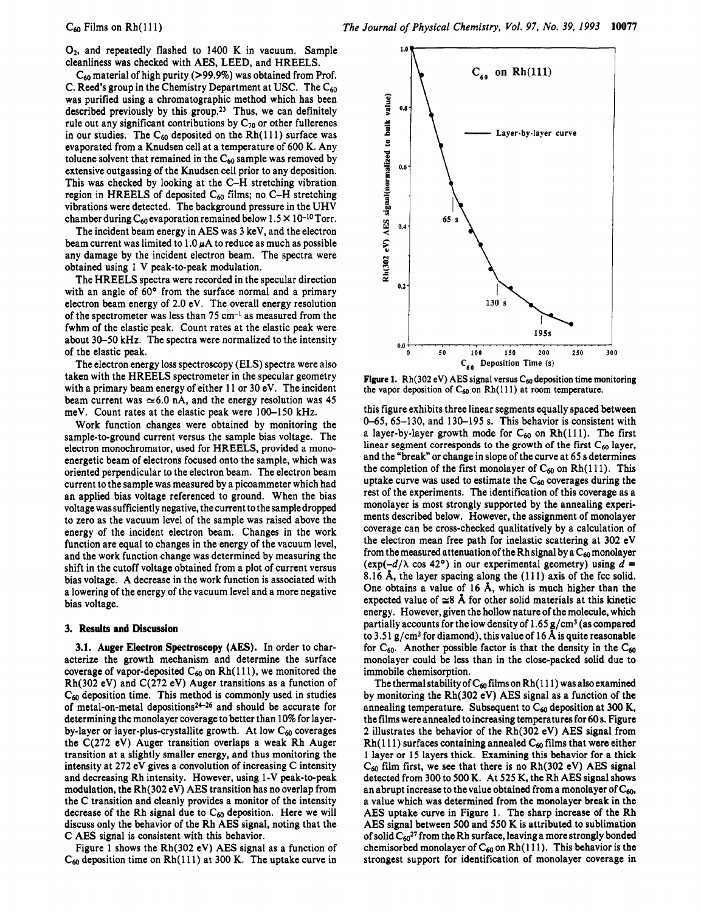$O_2$, and repeatedly flashed to 1400 K in vacuum. Sample cleanliness was checked with AES, LEED, and HREELS.

$C_{60}$ material of high purity (>99.9%) was obtained from Prof. C. Reed's group in the Chemistry Department at USC. The $C_{60}$ was purified using a chromatographic method which has been described previously by this group.[23] Thus, we can definitely rule out any significant contributions by $C_{70}$ or other fullerenes in our studies. The $C_{60}$ deposited on the Rh(111) surface was evaporated from a Knudsen cell at a temperature of 600 K. Any toluene solvent that remained in the $C_{60}$ sample was removed by extensive outgassing of the Knudsen cell prior to any deposition. This was checked by looking at the C–H stretching vibration region in HREELS of deposited $C_{60}$ films; no C–H stretching vibrations were detected. The background pressure in the UHV chamber during $C_{60}$ evaporation remained below $1.5 \times 10^{-10}$ Torr.

The incident beam energy in AES was 3 keV, and the electron beam current was limited to 1.0 $\mu$A to reduce as much as possible any damage by the incident electron beam. The spectra were obtained using 1 V peak-to-peak modulation.

The HREELS spectra were recorded in the specular direction with an angle of 60° from the surface normal and a primary electron beam energy of 2.0 eV. The overall energy resolution of the spectrometer was less than 75 $cm^{-1}$ as measured from the fwhm of the elastic peak. Count rates at the elastic peak were about 30–50 kHz. The spectra were normalized to the intensity of the elastic peak.

The electron energy loss spectroscopy (ELS) spectra were also taken with the HREELS spectrometer in the specular geometry with a primary beam energy of either 11 or 30 eV. The incident beam current was $\simeq$6.0 nA, and the energy resolution was 45 meV. Count rates at the elastic peak were 100–150 kHz.

Work function changes were obtained by monitoring the sample-to-ground current versus the sample bias voltage. The electron monochromator, used for HREELS, provided a monoenergetic beam of electrons focused onto the sample, which was oriented perpendicular to the electron beam. The electron beam current to the sample was measured by a picoammeter which had an applied bias voltage referenced to ground. When the bias voltage was sufficiently negative, the current to the sample dropped to zero as the vacuum level of the sample was raised above the energy of the incident electron beam. Changes in the work function are equal to changes in the energy of the vacuum level, and the work function change was determined by measuring the shift in the cutoff voltage obtained from a plot of current versus bias voltage. A decrease in the work function is associated with a lowering of the energy of the vacuum level and a more negative bias voltage.

## 3. Results and Discussion

**3.1. Auger Electron Spectroscopy (AES).** In order to characterize the growth mechanism and determine the surface coverage of vapor-deposited $C_{60}$ on Rh(111), we monitored the Rh(302 eV) and C(272 eV) Auger transitions as a function of $C_{60}$ deposition time. This method is commonly used in studies of metal-on-metal depositions[24-26] and should be accurate for determining the monolayer coverage to better than 10% for layer-by-layer or layer-plus-crystallite growth. At low $C_{60}$ coverages the C(272 eV) Auger transition overlaps a weak Rh Auger transition at a slightly smaller energy, and thus monitoring the intensity at 272 eV gives a convolution of increasing C intensity and decreasing Rh intensity. However, using 1-V peak-to-peak modulation, the Rh(302 eV) AES transition has no overlap from the C transition and cleanly provides a monitor of the intensity decrease of the Rh signal due to $C_{60}$ deposition. Here we will discuss only the behavior of the Rh AES signal, noting that the C AES signal is consistent with this behavior.

Figure 1 shows the Rh(302 eV) AES signal as a function of $C_{60}$ deposition time on Rh(111) at 300 K. The uptake curve in this figure exhibits three linear segments equally spaced between 0–65, 65–130, and 130–195 s. This behavior is consistent with a layer-by-layer growth mode for $C_{60}$ on Rh(111). The first linear segment corresponds to the growth of the first $C_{60}$ layer, and the "break" or change in slope of the curve at 65 s determines the completion of the first monolayer of $C_{60}$ on Rh(111). This uptake curve was used to estimate the $C_{60}$ coverages during the rest of the experiments. The identification of this coverage as a monolayer is most strongly supported by the annealing experiments described below. However, the assignment of monolayer coverage can be cross-checked qualitatively by a calculation of the electron mean free path for inelastic scattering at 302 eV from the measured attenuation of the Rh signal by a $C_{60}$ monolayer ($\exp(-d/\lambda \cos 42°)$ in our experimental geometry) using $d$ = 8.16 Å, the layer spacing along the (111) axis of the fcc solid. One obtains a value of 16 Å, which is much higher than the expected value of $\simeq$8 Å for other solid materials at this kinetic energy. However, given the hollow nature of the molecule, which partially accounts for the low density of 1.65 g/cm$^3$ (as compared to 3.51 g/cm$^3$ for diamond), this value of 16 Å is quite reasonable for $C_{60}$. Another possible factor is that the density in the $C_{60}$ monolayer could be less than in the close-packed solid due to immobile chemisorption.

**Figure 1.** Rh(302 eV) AES signal versus $C_{60}$ deposition time monitoring the vapor deposition of $C_{60}$ on Rh(111) at room temperature.

The thermal stability of $C_{60}$ films on Rh(111) was also examined by monitoring the Rh(302 eV) AES signal as a function of the annealing temperature. Subsequent to $C_{60}$ deposition at 300 K, the films were annealed to increasing temperatures for 60 s. Figure 2 illustrates the behavior of the Rh(302 eV) AES signal from Rh(111) surfaces containing annealed $C_{60}$ films that were either 1 layer or 15 layers thick. Examining this behavior for a thick $C_{60}$ film first, we see that there is no Rh(302 eV) AES signal detected from 300 to 500 K. At 525 K, the Rh AES signal shows an abrupt increase to the value obtained from a monolayer of $C_{60}$, a value which was determined from the monolayer break in the AES uptake curve in Figure 1. The sharp increase of the Rh AES signal between 500 and 550 K is attributed to sublimation of solid $C_{60}$[27] from the Rh surface, leaving a more strongly bonded chemisorbed monolayer of $C_{60}$ on Rh(111). This behavior is the strongest support for identification of monolayer coverage in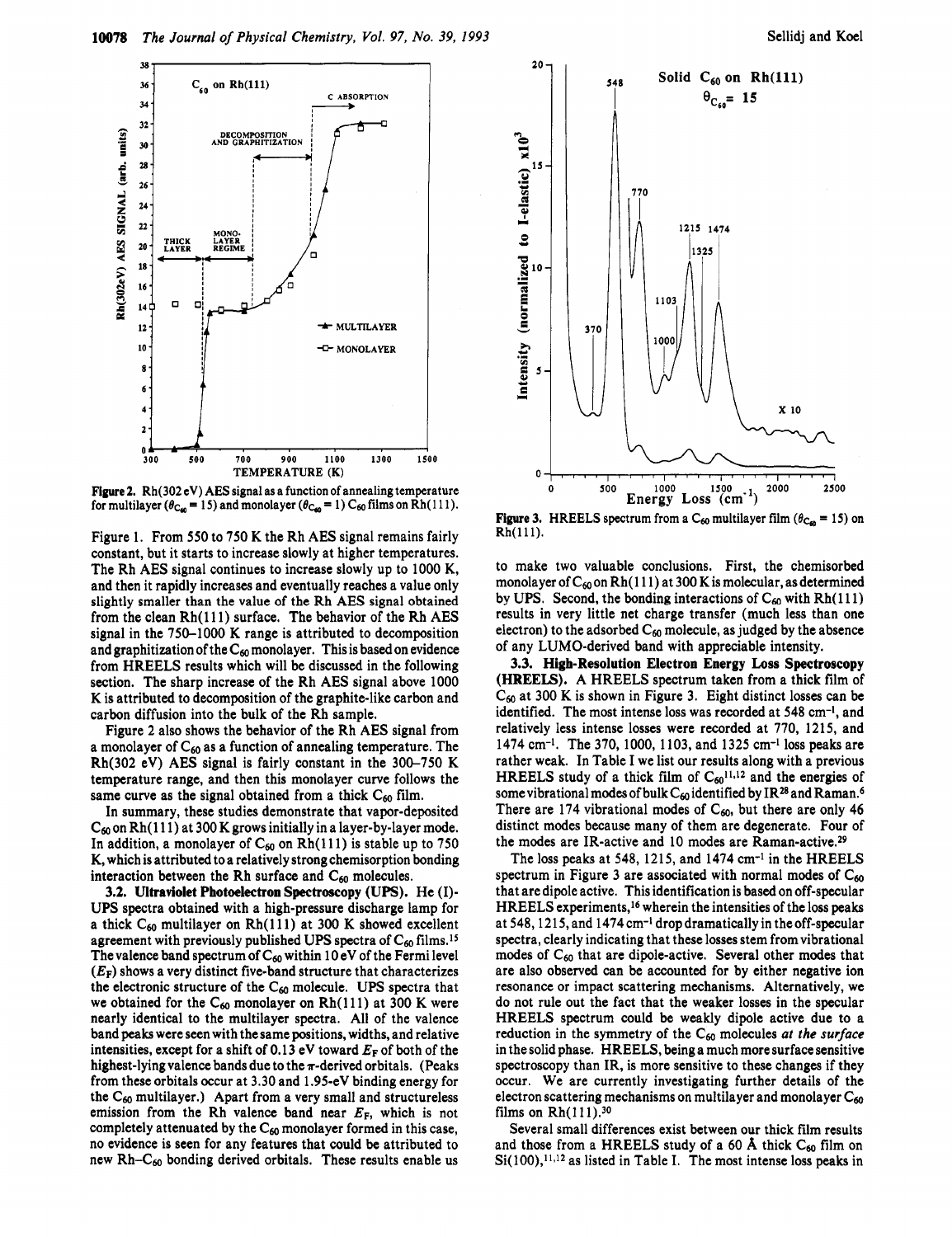Figure 2. Rh(302 eV) AES signal as a function of annealing temperature for multilayer ($\theta_{C_{60}} = 15$) and monolayer ($\theta_{C_{60}} = 1$) $C_{60}$ films on Rh(111).

Figure 1. From 550 to 750 K the Rh AES signal remains fairly constant, but it starts to increase slowly at higher temperatures. The Rh AES signal continues to increase slowly up to 1000 K, and then it rapidly increases and eventually reaches a value only slightly smaller than the value of the Rh AES signal obtained from the clean Rh(111) surface. The behavior of the Rh AES signal in the 750–1000 K range is attributed to decomposition and graphitization of the $C_{60}$ monolayer. This is based on evidence from HREELS results which will be discussed in the following section. The sharp increase of the Rh AES signal above 1000 K is attributed to decomposition of the graphite-like carbon and carbon diffusion into the bulk of the Rh sample.

Figure 2 also shows the behavior of the Rh AES signal from a monolayer of $C_{60}$ as a function of annealing temperature. The Rh(302 eV) AES signal is fairly constant in the 300–750 K temperature range, and then this monolayer curve follows the same curve as the signal obtained from a thick $C_{60}$ film.

In summary, these studies demonstrate that vapor-deposited $C_{60}$ on Rh(111) at 300 K grows initially in a layer-by-layer mode. In addition, a monolayer of $C_{60}$ on Rh(111) is stable up to 750 K, which is attributed to a relatively strong chemisorption bonding interaction between the Rh surface and $C_{60}$ molecules.

**3.2. Ultraviolet Photoelectron Spectroscopy (UPS).** He (I)-UPS spectra obtained with a high-pressure discharge lamp for a thick $C_{60}$ multilayer on Rh(111) at 300 K showed excellent agreement with previously published UPS spectra of $C_{60}$ films.[15] The valence band spectrum of $C_{60}$ within 10 eV of the Fermi level ($E_F$) shows a very distinct five-band structure that characterizes the electronic structure of the $C_{60}$ molecule. UPS spectra that we obtained for the $C_{60}$ monolayer on Rh(111) at 300 K were nearly identical to the multilayer spectra. All of the valence band peaks were seen with the same positions, widths, and relative intensities, except for a shift of 0.13 eV toward $E_F$ of both of the highest-lying valence bands due to the $\pi$-derived orbitals. (Peaks from these orbitals occur at 3.30 and 1.95-eV binding energy for the $C_{60}$ multilayer.) Apart from a very small and structureless emission from the Rh valence band near $E_F$, which is not completely attenuated by the $C_{60}$ monolayer formed in this case, no evidence is seen for any features that could be attributed to new Rh–$C_{60}$ bonding derived orbitals. These results enable us to make two valuable conclusions. First, the chemisorbed monolayer of $C_{60}$ on Rh(111) at 300 K is molecular, as determined by UPS. Second, the bonding interactions of $C_{60}$ with Rh(111) results in very little net charge transfer (much less than one electron) to the adsorbed $C_{60}$ molecule, as judged by the absence of any LUMO-derived band with appreciable intensity.

Figure 3. HREELS spectrum from a $C_{60}$ multilayer film ($\theta_{C_{60}} = 15$) on Rh(111).

**3.3. High-Resolution Electron Energy Loss Spectroscopy (HREELS).** A HREELS spectrum taken from a thick film of $C_{60}$ at 300 K is shown in Figure 3. Eight distinct losses can be identified. The most intense loss was recorded at 548 cm$^{-1}$, and relatively less intense losses were recorded at 770, 1215, and 1474 cm$^{-1}$. The 370, 1000, 1103, and 1325 cm$^{-1}$ loss peaks are rather weak. In Table I we list our results along with a previous HREELS study of a thick film of $C_{60}$[11,12] and the energies of some vibrational modes of bulk $C_{60}$ identified by IR[28] and Raman.[6] There are 174 vibrational modes of $C_{60}$, but there are only 46 distinct modes because many of them are degenerate. Four of the modes are IR-active and 10 modes are Raman-active.[29]

The loss peaks at 548, 1215, and 1474 cm$^{-1}$ in the HREELS spectrum in Figure 3 are associated with normal modes of $C_{60}$ that are dipole active. This identification is based on off-specular HREELS experiments,[16] wherein the intensities of the loss peaks at 548, 1215, and 1474 cm$^{-1}$ drop dramatically in the off-specular spectra, clearly indicating that these losses stem from vibrational modes of $C_{60}$ that are dipole-active. Several other modes that are also observed can be accounted for by either negative ion resonance or impact scattering mechanisms. Alternatively, we do not rule out the fact that the weaker losses in the specular HREELS spectrum could be weakly dipole active due to a reduction in the symmetry of the $C_{60}$ molecules *at the surface* in the solid phase. HREELS, being a much more surface sensitive spectroscopy than IR, is more sensitive to these changes if they occur. We are currently investigating further details of the electron scattering mechanisms on multilayer and monolayer $C_{60}$ films on Rh(111).[30]

Several small differences exist between our thick film results and those from a HREELS study of a 60 Å thick $C_{60}$ film on Si(100),[11,12] as listed in Table I. The most intense loss peaks in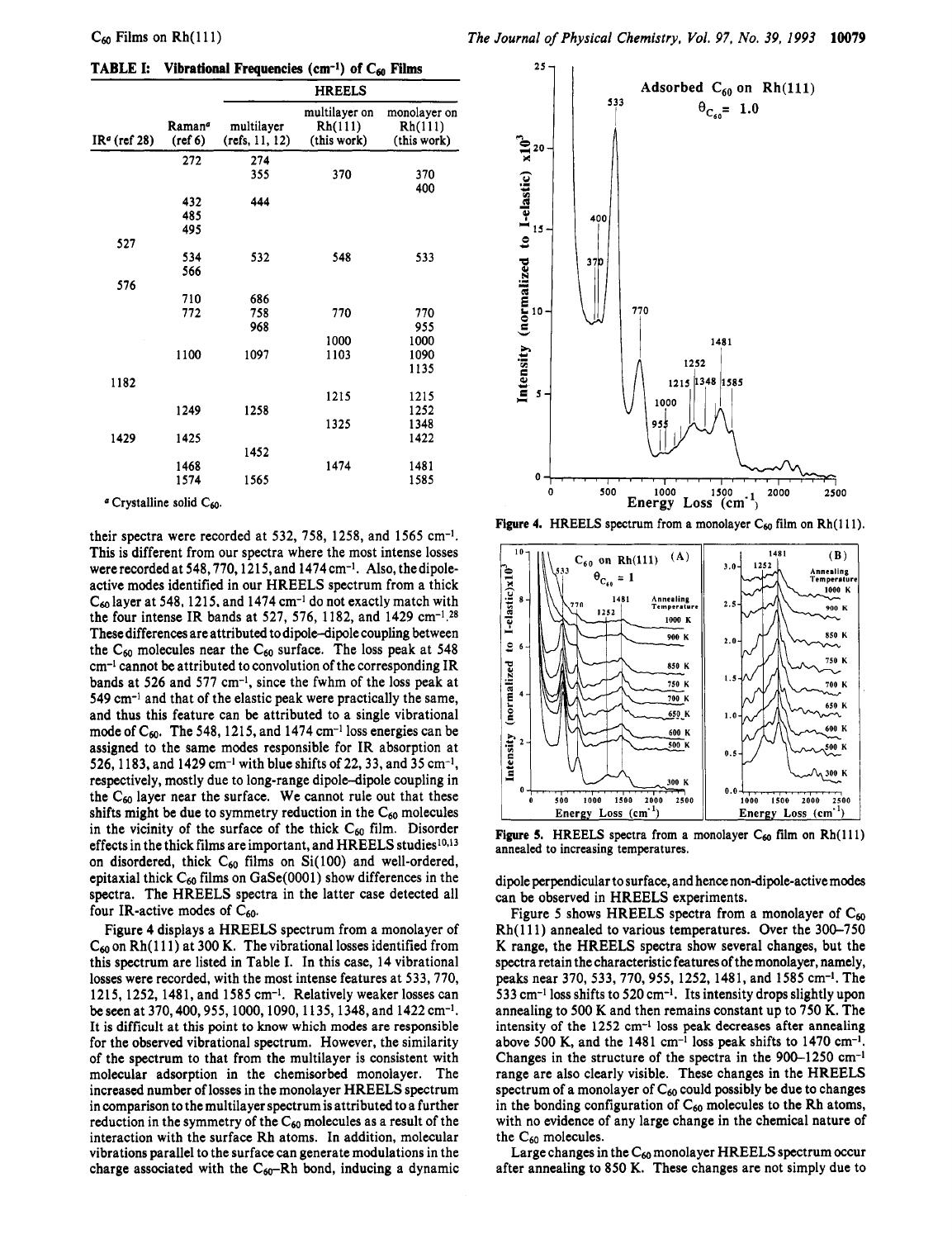**TABLE I: Vibrational Frequencies ($cm^{-1}$) of $C_{60}$ Films**

| | | HREELS | | |
|---|---|---|---|---|
| IR[a] (ref 28) | Raman[a] (ref 6) | multilayer (refs, 11, 12) | multilayer on Rh(111) (this work) | monolayer on Rh(111) (this work) |
| | 272 | 274 | | |
| | | 355 | 370 | 370 |
| | | | | 400 |
| | 432 | 444 | | |
| | 485 | | | |
| | 495 | | | |
| 527 | | | | |
| | 534 | 532 | 548 | 533 |
| | 566 | | | |
| 576 | | | | |
| | 710 | 686 | | |
| | 772 | 758 | 770 | 770 |
| | | 968 | | 955 |
| | | | 1000 | 1000 |
| | 1100 | 1097 | 1103 | 1090 |
| | | | | 1135 |
| 1182 | | | | |
| | | | 1215 | 1215 |
| | 1249 | 1258 | | 1252 |
| | | | 1325 | 1348 |
| 1429 | 1425 | | | 1422 |
| | | 1452 | | |
| | 1468 | | 1474 | 1481 |
| | 1574 | 1565 | | 1585 |

[a] Crystalline solid $C_{60}$.

their spectra were recorded at 532, 758, 1258, and 1565 $cm^{-1}$. This is different from our spectra where the most intense losses were recorded at 548, 770, 1215, and 1474 $cm^{-1}$. Also, the dipole-active modes identified in our HREELS spectrum from a thick $C_{60}$ layer at 548, 1215, and 1474 $cm^{-1}$ do not exactly match with the four intense IR bands at 527, 576, 1182, and 1429 $cm^{-1}$.[28] These differences are attributed to dipole–dipole coupling between the $C_{60}$ molecules near the $C_{60}$ surface. The loss peak at 548 $cm^{-1}$ cannot be attributed to convolution of the corresponding IR bands at 526 and 577 $cm^{-1}$, since the fwhm of the loss peak at 549 $cm^{-1}$ and that of the elastic peak were practically the same, and thus this feature can be attributed to a single vibrational mode of $C_{60}$. The 548, 1215, and 1474 $cm^{-1}$ loss energies can be assigned to the same modes responsible for IR absorption at 526, 1183, and 1429 $cm^{-1}$ with blue shifts of 22, 33, and 35 $cm^{-1}$, respectively, mostly due to long-range dipole–dipole coupling in the $C_{60}$ layer near the surface. We cannot rule out that these shifts might be due to symmetry reduction in the $C_{60}$ molecules in the vicinity of the surface of the thick $C_{60}$ film. Disorder effects in the thick films are important, and HREELS studies[10,13] on disordered, thick $C_{60}$ films on Si(100) and well-ordered, epitaxial thick $C_{60}$ films on GaSe(0001) show differences in the spectra. The HREELS spectra in the latter case detected all four IR-active modes of $C_{60}$.

Figure 4 displays a HREELS spectrum from a monolayer of $C_{60}$ on Rh(111) at 300 K. The vibrational losses identified from this spectrum are listed in Table I. In this case, 14 vibrational losses were recorded, with the most intense features at 533, 770, 1215, 1252, 1481, and 1585 $cm^{-1}$. Relatively weaker losses can be seen at 370, 400, 955, 1000, 1090, 1135, 1348, and 1422 $cm^{-1}$. It is difficult at this point to know which modes are responsible for the observed vibrational spectrum. However, the similarity of the spectrum to that from the multilayer is consistent with molecular adsorption in the chemisorbed monolayer. The increased number of losses in the monolayer HREELS spectrum in comparison to the multilayer spectrum is attributed to a further reduction in the symmetry of the $C_{60}$ molecules as a result of the interaction with the surface Rh atoms. In addition, molecular vibrations parallel to the surface can generate modulations in the charge associated with the $C_{60}$–Rh bond, inducing a dynamic dipole perpendicular to surface, and hence non-dipole-active modes can be observed in HREELS experiments.

Figure 4. HREELS spectrum from a monolayer $C_{60}$ film on Rh(111).

Figure 5. HREELS spectra from a monolayer $C_{60}$ film on Rh(111) annealed to increasing temperatures.

Figure 5 shows HREELS spectra from a monolayer of $C_{60}$ Rh(111) annealed to various temperatures. Over the 300–750 K range, the HREELS spectra show several changes, but the spectra retain the characteristic features of the monolayer, namely, peaks near 370, 533, 770, 955, 1252, 1481, and 1585 $cm^{-1}$. The 533 $cm^{-1}$ loss shifts to 520 $cm^{-1}$. Its intensity drops slightly upon annealing to 500 K and then remains constant up to 750 K. The intensity of the 1252 $cm^{-1}$ loss peak decreases after annealing above 500 K, and the 1481 $cm^{-1}$ loss peak shifts to 1470 $cm^{-1}$. Changes in the structure of the spectra in the 900–1250 $cm^{-1}$ range are also clearly visible. These changes in the HREELS spectrum of a monolayer of $C_{60}$ could possibly be due to changes in the bonding configuration of $C_{60}$ molecules to the Rh atoms, with no evidence of any large change in the chemical nature of the $C_{60}$ molecules.

Large changes in the $C_{60}$ monolayer HREELS spectrum occur after annealing to 850 K. These changes are not simply due to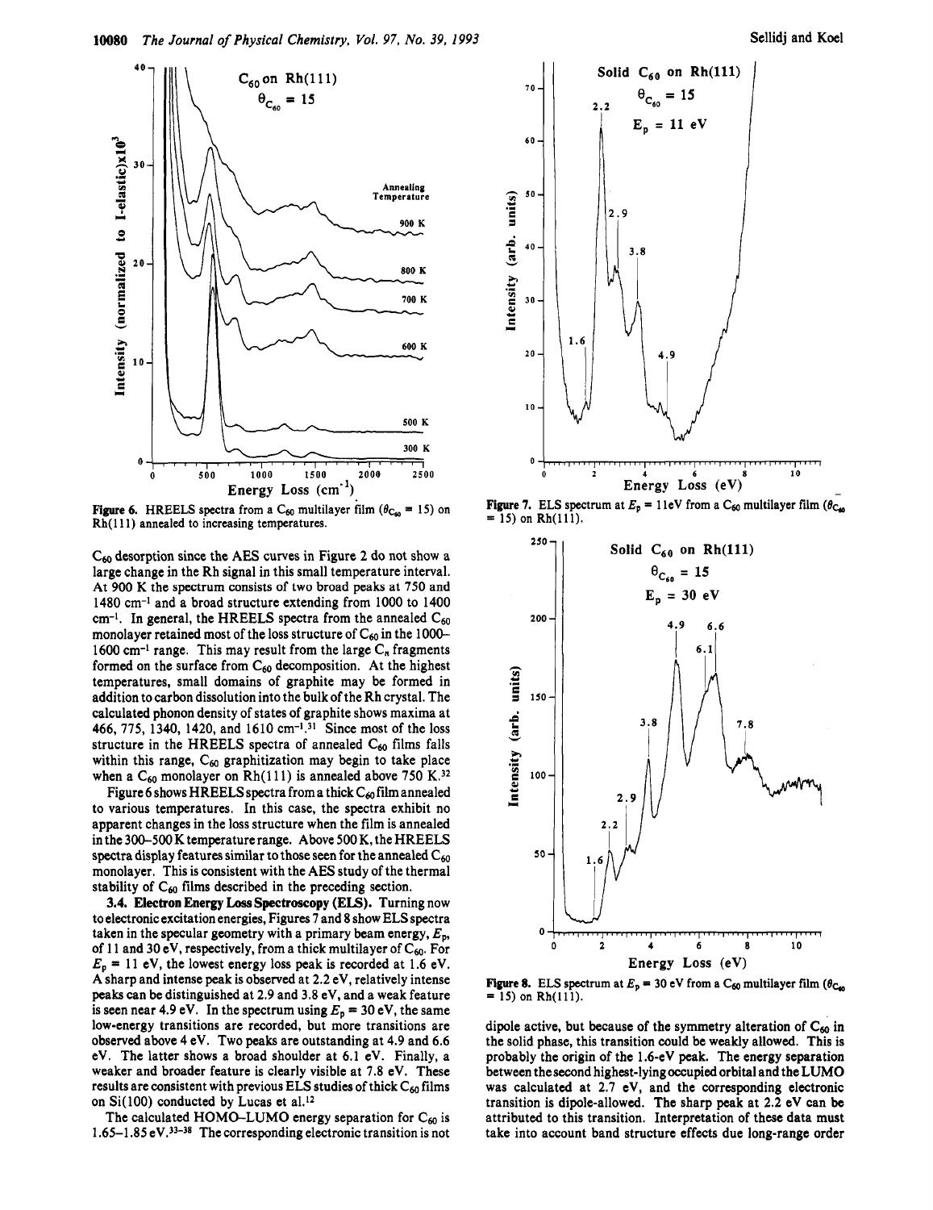Figure 6. HREELS spectra from a $C_{60}$ multilayer film ($\theta_{C_{60}}$ = 15) on Rh(111) annealed to increasing temperatures.

$C_{60}$ desorption since the AES curves in Figure 2 do not show a large change in the Rh signal in this small temperature interval. At 900 K the spectrum consists of two broad peaks at 750 and 1480 cm$^{-1}$ and a broad structure extending from 1000 to 1400 cm$^{-1}$. In general, the HREELS spectra from the annealed $C_{60}$ monolayer retained most of the loss structure of $C_{60}$ in the 1000–1600 cm$^{-1}$ range. This may result from the large $C_n$ fragments formed on the surface from $C_{60}$ decomposition. At the highest temperatures, small domains of graphite may be formed in addition to carbon dissolution into the bulk of the Rh crystal. The calculated phonon density of states of graphite shows maxima at 466, 775, 1340, 1420, and 1610 cm$^{-1}$.[31] Since most of the loss structure in the HREELS spectra of annealed $C_{60}$ films falls within this range, $C_{60}$ graphitization may begin to take place when a $C_{60}$ monolayer on Rh(111) is annealed above 750 K.[32]

Figure 6 shows HREELS spectra from a thick $C_{60}$ film annealed to various temperatures. In this case, the spectra exhibit no apparent changes in the loss structure when the film is annealed in the 300–500 K temperature range. Above 500 K, the HREELS spectra display features similar to those seen for the annealed $C_{60}$ monolayer. This is consistent with the AES study of the thermal stability of $C_{60}$ films described in the preceding section.

**3.4. Electron Energy Loss Spectroscopy (ELS).** Turning now to electronic excitation energies, Figures 7 and 8 show ELS spectra taken in the specular geometry with a primary beam energy, $E_p$, of 11 and 30 eV, respectively, from a thick multilayer of $C_{60}$. For $E_p$ = 11 eV, the lowest energy loss peak is recorded at 1.6 eV. A sharp and intense peak is observed at 2.2 eV, relatively intense peaks can be distinguished at 2.9 and 3.8 eV, and a weak feature is seen near 4.9 eV. In the spectrum using $E_p$ = 30 eV, the same low-energy transitions are recorded, but more transitions are observed above 4 eV. Two peaks are outstanding at 4.9 and 6.6 eV. The latter shows a broad shoulder at 6.1 eV. Finally, a weaker and broader feature is clearly visible at 7.8 eV. These results are consistent with previous ELS studies of thick $C_{60}$ films on Si(100) conducted by Lucas et al.[12]

The calculated HOMO–LUMO energy separation for $C_{60}$ is 1.65–1.85 eV.[33-38] The corresponding electronic transition is not dipole active, but because of the symmetry alteration of $C_{60}$ in the solid phase, this transition could be weakly allowed. This is probably the origin of the 1.6-eV peak. The energy separation between the second highest-lying occupied orbital and the LUMO was calculated at 2.7 eV, and the corresponding electronic transition is dipole-allowed. The sharp peak at 2.2 eV can be attributed to this transition. Interpretation of these data must take into account band structure effects due long-range order

Figure 7. ELS spectrum at $E_p$ = 11eV from a $C_{60}$ multilayer film ($\theta_{C_{60}}$ = 15) on Rh(111).

Figure 8. ELS spectrum at $E_p$ = 30 eV from a $C_{60}$ multilayer film ($\theta_{C_{60}}$ = 15) on Rh(111).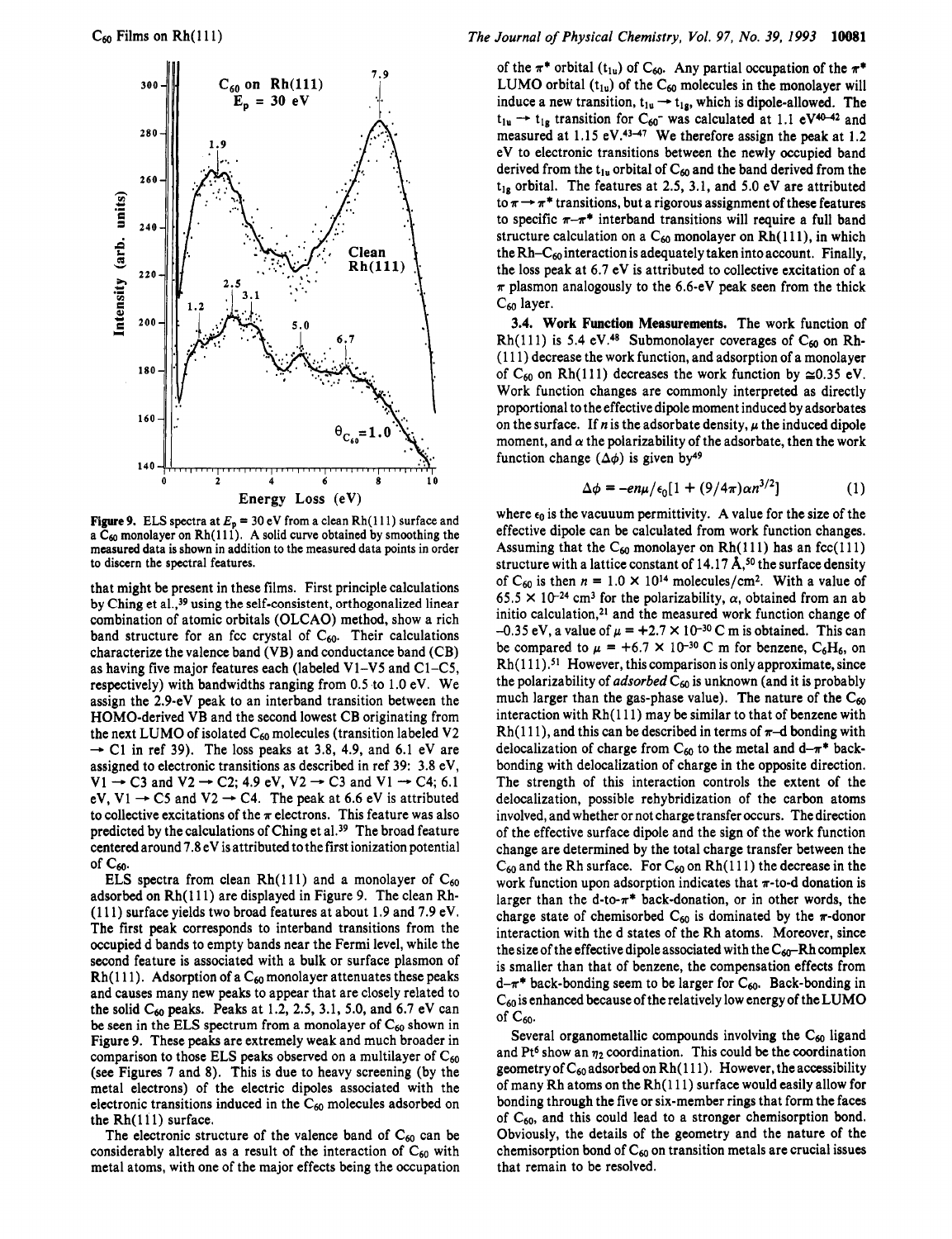Figure 9. ELS spectra at $E_p$ = 30 eV from a clean Rh(111) surface and a $C_{60}$ monolayer on Rh(111). A solid curve obtained by smoothing the measured data is shown in addition to the measured data points in order to discern the spectral features.

that might be present in these films. First principle calculations by Ching et al.,[39] using the self-consistent, orthogonalized linear combination of atomic orbitals (OLCAO) method, show a rich band structure for an fcc crystal of $C_{60}$. Their calculations characterize the valence band (VB) and conductance band (CB) as having five major features each (labeled V1–V5 and C1–C5, respectively) with bandwidths ranging from 0.5 to 1.0 eV. We assign the 2.9-eV peak to an interband transition between the HOMO-derived VB and the second lowest CB originating from the next LUMO of isolated $C_{60}$ molecules (transition labeled V2 → C1 in ref 39). The loss peaks at 3.8, 4.9, and 6.1 eV are assigned to electronic transitions as described in ref 39: 3.8 eV, V1 → C3 and V2 → C2; 4.9 eV, V2 → C3 and V1 → C4; 6.1 eV, V1 → C5 and V2 → C4. The peak at 6.6 eV is attributed to collective excitations of the π electrons. This feature was also predicted by the calculations of Ching et al.[39] The broad feature centered around 7.8 eV is attributed to the first ionization potential of $C_{60}$.

ELS spectra from clean Rh(111) and a monolayer of $C_{60}$ adsorbed on Rh(111) are displayed in Figure 9. The clean Rh(111) surface yields two broad features at about 1.9 and 7.9 eV. The first peak corresponds to interband transitions from the occupied d bands to empty bands near the Fermi level, while the second feature is associated with a bulk or surface plasmon of Rh(111). Adsorption of a $C_{60}$ monolayer attenuates these peaks and causes many new peaks to appear that are closely related to the solid $C_{60}$ peaks. Peaks at 1.2, 2.5, 3.1, 5.0, and 6.7 eV can be seen in the ELS spectrum from a monolayer of $C_{60}$ shown in Figure 9. These peaks are extremely weak and much broader in comparison to those ELS peaks observed on a multilayer of $C_{60}$ (see Figures 7 and 8). This is due to heavy screening (by the metal electrons) of the electric dipoles associated with the electronic transitions induced in the $C_{60}$ molecules adsorbed on the Rh(111) surface.

The electronic structure of the valence band of $C_{60}$ can be considerably altered as a result of the interaction of $C_{60}$ with metal atoms, with one of the major effects being the occupation of the π* orbital ($t_{1u}$) of $C_{60}$. Any partial occupation of the π* LUMO orbital ($t_{1u}$) of the $C_{60}$ molecules in the monolayer will induce a new transition, $t_{1u} \rightarrow t_{1g}$, which is dipole-allowed. The $t_{1u} \rightarrow t_{1g}$ transition for $C_{60}^-$ was calculated at 1.1 eV[40–42] and measured at 1.15 eV.[43–47] We therefore assign the peak at 1.2 eV to electronic transitions between the newly occupied band derived from the $t_{1u}$ orbital of $C_{60}$ and the band derived from the $t_{1g}$ orbital. The features at 2.5, 3.1, and 5.0 eV are attributed to π → π* transitions, but a rigorous assignment of these features to specific π–π* interband transitions will require a full band structure calculation on a $C_{60}$ monolayer on Rh(111), in which the Rh–$C_{60}$ interaction is adequately taken into account. Finally, the loss peak at 6.7 eV is attributed to collective excitation of a π plasmon analogously to the 6.6-eV peak seen from the thick $C_{60}$ layer.

**3.4. Work Function Measurements.** The work function of Rh(111) is 5.4 eV.[48] Submonolayer coverages of $C_{60}$ on Rh(111) decrease the work function, and adsorption of a monolayer of $C_{60}$ on Rh(111) decreases the work function by ≅0.35 eV. Work function changes are commonly interpreted as directly proportional to the effective dipole moment induced by adsorbates on the surface. If $n$ is the adsorbate density, $\mu$ the induced dipole moment, and $\alpha$ the polarizability of the adsorbate, then the work function change ($\Delta\phi$) is given by[49]

$$\Delta\phi = -en\mu/\epsilon_0[1 + (9/4\pi)\alpha n^{3/2}] \quad (1)$$

where $\epsilon_0$ is the vacuum permittivity. A value for the size of the effective dipole can be calculated from work function changes. Assuming that the $C_{60}$ monolayer on Rh(111) has an fcc(111) structure with a lattice constant of 14.17 Å,[50] the surface density of $C_{60}$ is then $n = 1.0 \times 10^{14}$ molecules/cm$^2$. With a value of $65.5 \times 10^{-24}$ cm$^3$ for the polarizability, $\alpha$, obtained from an ab initio calculation,[21] and the measured work function change of −0.35 eV, a value of $\mu = +2.7 \times 10^{-30}$ C m is obtained. This can be compared to $\mu = +6.7 \times 10^{-30}$ C m for benzene, $C_6H_6$, on Rh(111).[51] However, this comparison is only approximate, since the polarizability of *adsorbed* $C_{60}$ is unknown (and it is probably much larger than the gas-phase value). The nature of the $C_{60}$ interaction with Rh(111) may be similar to that of benzene with Rh(111), and this can be described in terms of π–d bonding with delocalization of charge from $C_{60}$ to the metal and d–π* back-bonding with delocalization of charge in the opposite direction. The strength of this interaction controls the extent of the delocalization, possible rehybridization of the carbon atoms involved, and whether or not charge transfer occurs. The direction of the effective surface dipole and the sign of the work function change are determined by the total charge transfer between the $C_{60}$ and the Rh surface. For $C_{60}$ on Rh(111) the decrease in the work function upon adsorption indicates that π-to-d donation is larger than the d-to-π* back-donation, or in other words, the charge state of chemisorbed $C_{60}$ is dominated by the π-donor interaction with the d states of the Rh atoms. Moreover, since the size of the effective dipole associated with the $C_{60}$–Rh complex is smaller than that of benzene, the compensation effects from d–π* back-bonding seem to be larger for $C_{60}$. Back-bonding in $C_{60}$ is enhanced because of the relatively low energy of the LUMO of $C_{60}$.

Several organometallic compounds involving the $C_{60}$ ligand and Pt[6] show an $\eta_2$ coordination. This could be the coordination geometry of $C_{60}$ adsorbed on Rh(111). However, the accessibility of many Rh atoms on the Rh(111) surface would easily allow for bonding through the five or six-member rings that form the faces of $C_{60}$, and this could lead to a stronger chemisorption bond. Obviously, the details of the geometry and the nature of the chemisorption bond of $C_{60}$ on transition metals are crucial issues that remain to be resolved.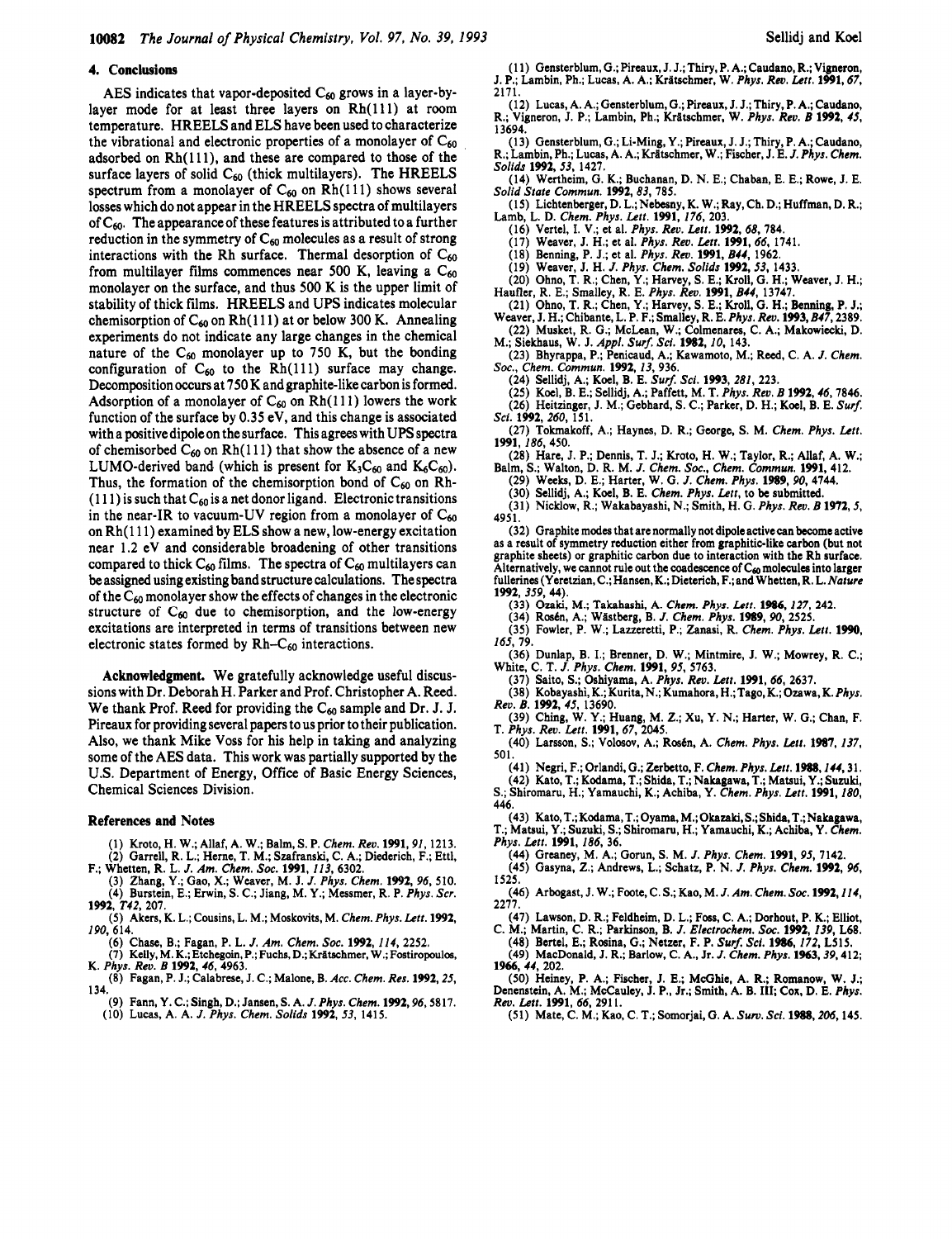## 4. Conclusions

AES indicates that vapor-deposited $C_{60}$ grows in a layer-by-layer mode for at least three layers on Rh(111) at room temperature. HREELS and ELS have been used to characterize the vibrational and electronic properties of a monolayer of $C_{60}$ adsorbed on Rh(111), and these are compared to those of the surface layers of solid $C_{60}$ (thick multilayers). The HREELS spectrum from a monolayer of $C_{60}$ on Rh(111) shows several losses which do not appear in the HREELS spectra of multilayers of $C_{60}$. The appearance of these features is attributed to a further reduction in the symmetry of $C_{60}$ molecules as a result of strong interactions with the Rh surface. Thermal desorption of $C_{60}$ from multilayer films commences near 500 K, leaving a $C_{60}$ monolayer on the surface, and thus 500 K is the upper limit of stability of thick films. HREELS and UPS indicates molecular chemisorption of $C_{60}$ on Rh(111) at or below 300 K. Annealing experiments do not indicate any large changes in the chemical nature of the $C_{60}$ monolayer up to 750 K, but the bonding configuration of $C_{60}$ to the Rh(111) surface may change. Decomposition occurs at 750 K and graphite-like carbon is formed. Adsorption of a monolayer of $C_{60}$ on Rh(111) lowers the work function of the surface by 0.35 eV, and this change is associated with a positive dipole on the surface. This agrees with UPS spectra of chemisorbed $C_{60}$ on Rh(111) that show the absence of a new LUMO-derived band (which is present for $K_3C_{60}$ and $K_6C_{60}$). Thus, the formation of the chemisorption bond of $C_{60}$ on Rh(111) is such that $C_{60}$ is a net donor ligand. Electronic transitions in the near-IR to vacuum-UV region from a monolayer of $C_{60}$ on Rh(111) examined by ELS show a new, low-energy excitation near 1.2 eV and considerable broadening of other transitions compared to thick $C_{60}$ films. The spectra of $C_{60}$ multilayers can be assigned using existing band structure calculations. The spectra of the $C_{60}$ monolayer show the effects of changes in the electronic structure of $C_{60}$ due to chemisorption, and the low-energy excitations are interpreted in terms of transitions between new electronic states formed by Rh–$C_{60}$ interactions.

**Acknowledgment.** We gratefully acknowledge useful discussions with Dr. Deborah H. Parker and Prof. Christopher A. Reed. We thank Prof. Reed for providing the $C_{60}$ sample and Dr. J. J. Pireaux for providing several papers to us prior to their publication. Also, we thank Mike Voss for his help in taking and analyzing some of the AES data. This work was partially supported by the U.S. Department of Energy, Office of Basic Energy Sciences, Chemical Sciences Division.

## References and Notes

(1) Kroto, H. W.; Allaf, A. W.; Balm, S. P. *Chem. Rev.* **1991**, *91*, 1213.
(2) Garrell, R. L.; Herne, T. M.; Szafranski, C. A.; Diederich, F.; Ettl, F.; Whetten, R. L. *J. Am. Chem. Soc.* **1991**, *113*, 6302.
(3) Zhang, Y.; Gao, X.; Weaver, M. J. *J. Phys. Chem.* **1992**, *96*, 510.
(4) Burstein, E.; Erwin, S. C.; Jiang, M. Y.; Messmer, R. P. *Phys. Scr.* **1992**, *T42*, 207.
(5) Akers, K. L.; Cousins, L. M.; Moskovits, M. *Chem. Phys. Lett.* **1992**, *190*, 614.
(6) Chase, B.; Fagan, P. L. *J. Am. Chem. Soc.* **1992**, *114*, 2252.
(7) Kelly, M. K.; Etchegoin, P.; Fuchs, D.; Krätschmer, W.; Fostiropoulos, K. *Phys. Rev. B* **1992**, *46*, 4963.
(8) Fagan, P. J.; Calabrese, J. C.; Malone, B. *Acc. Chem. Res.* **1992**, *25*, 134.
(9) Fann, Y. C.; Singh, D.; Jansen, S. A. *J. Phys. Chem.* **1992**, *96*, 5817.
(10) Lucas, A. A. *J. Phys. Chem. Solids* **1992**, *53*, 1415.
(11) Gensterblum, G.; Pireaux, J. J.; Thiry, P. A.; Caudano, R.; Vigneron, J. P.; Lambin, Ph.; Lucas, A. A.; Krätschmer, W. *Phys. Rev. Lett.* **1991**, *67*, 2171.
(12) Lucas, A. A.; Gensterblum, G.; Pireaux, J. J.; Thiry, P. A.; Caudano, R.; Vigneron, J. P.; Lambin, Ph.; Krätschmer, W. *Phys. Rev. B* **1992**, *45*, 13694.
(13) Gensterblum, G.; Li-Ming, Y.; Pireaux, J. J.; Thiry, P. A.; Caudano, R.; Lambin, Ph.; Lucas, A. A.; Krätschmer, W.; Fischer, J. E. *J. Phys. Chem. Solids* **1992**, *53*, 1427.
(14) Wertheim, G. K.; Buchanan, D. N. E.; Chaban, E. E.; Rowe, J. E. *Solid State Commun.* **1992**, *83*, 785.
(15) Lichtenberger, D. L.; Nebesny, K. W.; Ray, Ch. D.; Huffman, D. R.; Lamb, L. D. *Chem. Phys. Lett.* **1991**, *176*, 203.
(16) Vertel, I. V.; et al. *Phys. Rev. Lett.* **1992**, *68*, 784.
(17) Weaver, J. H.; et al. *Phys. Rev. Lett.* **1991**, *66*, 1741.
(18) Benning, P. J.; et al. *Phys. Rev.* **1991**, *B44*, 1962.
(19) Weaver, J. H. *J. Phys. Chem. Solids* **1992**, *53*, 1433.
(20) Ohno, T. R.; Chen, Y.; Harvey, S. E.; Kroll, G. H.; Weaver, J. H.; Haufler, R. E.; Smalley, R. E. *Phys. Rev.* **1991**, *B44*, 13747.
(21) Ohno, T. R.; Chen, Y.; Harvey, S. E.; Kroll, G. H.; Benning, P. J.; Weaver, J. H.; Chibante, L. P. F.; Smalley, R. E. *Phys. Rev.* **1993**, *B47*, 2389.
(22) Musket, R. G.; McLean, W.; Colmenares, C. A.; Makowiecki, D. M.; Siekhaus, W. J. *Appl. Surf. Sci.* **1982**, *10*, 143.
(23) Bhyrappa, P.; Penicaud, A.; Kawamoto, M.; Reed, C. A. *J. Chem. Soc., Chem. Commun.* **1992**, *13*, 936.
(24) Sellidj, A.; Koel, B. E. *Surf. Sci.* **1993**, *281*, 223.
(25) Koel, B. E.; Sellidj, A.; Paffett, M. T. *Phys. Rev. B* **1992**, *46*, 7846.
(26) Heitzinger, J. M.; Gebhard, S. C.; Parker, D. H.; Koel, B. E. *Surf. Sci.* **1992**, *260*, 151.
(27) Tokmakoff, A.; Haynes, D. R.; George, S. M. *Chem. Phys. Lett.* **1991**, *186*, 450.
(28) Hare, J. P.; Dennis, T. J.; Kroto, H. W.; Taylor, R.; Allaf, A. W.; Balm, S.; Walton, D. R. M. *J. Chem. Soc., Chem. Commun.* **1991**, 412.
(29) Weeks, D. E.; Harter, W. G. *J. Chem. Phys.* **1989**, *90*, 4744.
(30) Sellidj, A.; Koel, B. E. *Chem. Phys. Lett*, to be submitted.
(31) Nicklow, R.; Wakabayashi, N.; Smith, H. G. *Phys. Rev. B* **1972**, *5*, 4951.
(32) Graphite modes that are normally not dipole active can become active as a result of symmetry reduction either from graphitic-like carbon (but not graphite sheets) or graphitic carbon due to interaction with the Rh surface. Alternatively, we cannot rule out the coadescence of $C_{60}$ molecules into larger fullerines (Yeretzian, C.; Hansen, K.; Dieterich, F.; and Whetten, R. L. *Nature* **1992**, *359*, 44).
(33) Ozaki, M.; Takahashi, A. *Chem. Phys. Lett.* **1986**, *127*, 242.
(34) Rosén, A.; Wästberg, B. *J. Chem. Phys.* **1989**, *90*, 2525.
(35) Fowler, P. W.; Lazzeretti, P.; Zanasi, R. *Chem. Phys. Lett.* **1990**, *165*, 79.
(36) Dunlap, B. I.; Brenner, D. W.; Mintmire, J. W.; Mowrey, R. C.; White, C. T. *J. Phys. Chem.* **1991**, *95*, 5763.
(37) Saito, S.; Oshiyama, A. *Phys. Rev. Lett.* **1991**, *66*, 2637.
(38) Kobayashi, K.; Kurita, N.; Kumahora, H.; Tago, K.; Ozawa, K. *Phys. Rev. B.* **1992**, *45*, 13690.
(39) Ching, W. Y.; Huang, M. Z.; Xu, Y. N.; Harter, W. G.; Chan, F. T. *Phys. Rev. Lett.* **1991**, *67*, 2045.
(40) Larsson, S.; Volosov, A.; Rosén, A. *Chem. Phys. Lett.* **1987**, *137*, 501.
(41) Negri, F.; Orlandi, G.; Zerbetto, F. *Chem. Phys. Lett.* **1988**, *144*, 31.
(42) Kato, T.; Kodama, T.; Shida, T.; Nakagawa, T.; Matsui, Y.; Suzuki, S.; Shiromaru, H.; Yamauchi, K.; Achiba, Y. *Chem. Phys. Lett.* **1991**, *180*, 446.
(43) Kato, T.; Kodama, T.; Oyama, M.; Okazaki, S.; Shida, T.; Nakagawa, T.; Matsui, Y.; Suzuki, S.; Shiromaru, H.; Yamauchi, K.; Achiba, Y. *Chem. Phys. Lett.* **1991**, *186*, 36.
(44) Greaney, M. A.; Gorun, S. M. *J. Phys. Chem.* **1991**, *95*, 7142.
(45) Gasyna, Z.; Andrews, L.; Schatz, P. N. *J. Phys. Chem.* **1992**, *96*, 1525.
(46) Arbogast, J. W.; Foote, C. S.; Kao, M. *J. Am. Chem. Soc.* **1992**, *114*, 2277.
(47) Lawson, D. R.; Feldheim, D. L.; Foss, C. A.; Dorhout, P. K.; Elliot, C. M.; Martin, C. R.; Parkinson, B. *J. Electrochem. Soc.* **1992**, *139*, L68.
(48) Bertel, E.; Rosina, G.; Netzer, F. P. *Surf. Sci.* **1986**, *172*, L515.
(49) MacDonald, J. R.; Barlow, C. A., Jr. *J. Chem. Phys.* **1963**, *39*, 412; **1966**, *44*, 202.
(50) Heiney, P. A.; Fischer, J. E.; McGhie, A. R.; Romanow, W. J.; Denenstein, A. M.; McCauley, J. P., Jr.; Smith, A. B. III; Cox, D. E. *Phys. Rev. Lett.* **1991**, *66*, 2911.
(51) Mate, C. M.; Kao, C. T.; Somorjai, G. A. *Surv. Sci.* **1988**, *206*, 145.